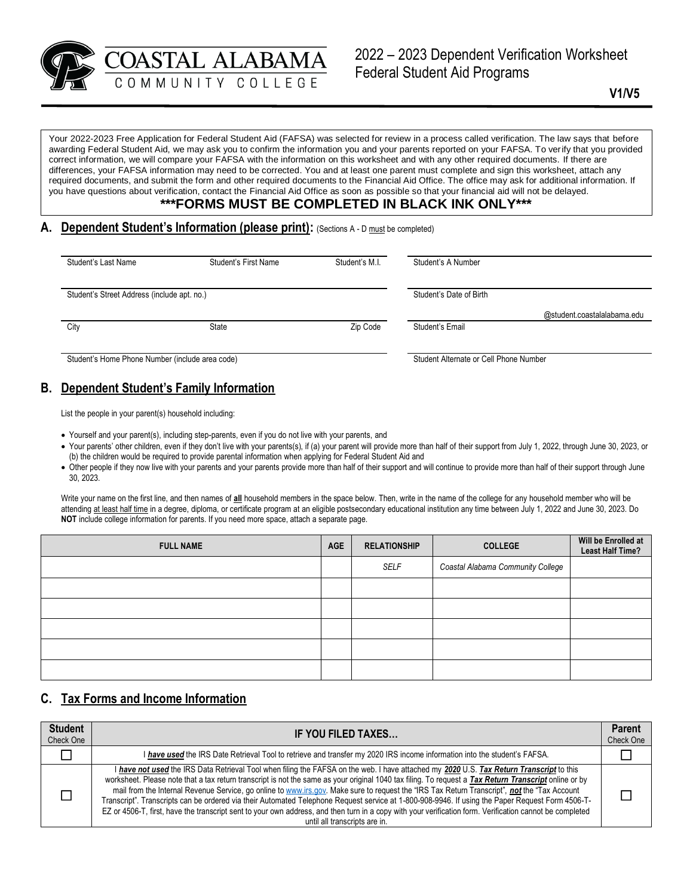COASTAL ALABAMA COMMUNITY COLLEGE

# 2022 – 2023 Dependent Verification Worksheet
## Federal Student Aid Programs

**V1/V5**

Your 2022-2023 Free Application for Federal Student Aid (FAFSA) was selected for review in a process called verification. The law says that before awarding Federal Student Aid, we may ask you to confirm the information you and your parents reported on your FAFSA. To verify that you provided correct information, we will compare your FAFSA with the information on this worksheet and with any other required documents. If there are differences, your FAFSA information may need to be corrected. You and at least one parent must complete and sign this worksheet, attach any required documents, and submit the form and other required documents to the Financial Aid Office. The office may ask for additional information. If you have questions about verification, contact the Financial Aid Office as soon as possible so that your financial aid will not be delayed.

**\*\*\*FORMS MUST BE COMPLETED IN BLACK INK ONLY\*\*\***

## A. Dependent Student's Information (please print): (Sections A - D must be completed)

| | | | |
|---|---|---|---|
| Student's Last Name | Student's First Name | Student's M.I. | Student's A Number |
| Student's Street Address (include apt. no.) | | | Student's Date of Birth |
| City | State | Zip Code | @student.coastalalabama.edu Student's Email |
| Student's Home Phone Number (include area code) | | | Student Alternate or Cell Phone Number |

## B. Dependent Student's Family Information

List the people in your parent(s) household including:

- Yourself and your parent(s), including step-parents, even if you do not live with your parents, and
- Your parents' other children, even if they don't live with your parents(s), if (a) your parent will provide more than half of their support from July 1, 2022, through June 30, 2023, or (b) the children would be required to provide parental information when applying for Federal Student Aid and
- Other people if they now live with your parents and your parents provide more than half of their support and will continue to provide more than half of their support through June 30, 2023.

Write your name on the first line, and then names of **all** household members in the space below. Then, write in the name of the college for any household member who will be attending at least half time in a degree, diploma, or certificate program at an eligible postsecondary educational institution any time between July 1, 2022 and June 30, 2023. Do **NOT** include college information for parents. If you need more space, attach a separate page.

| FULL NAME | AGE | RELATIONSHIP | COLLEGE | Will be Enrolled at Least Half Time? |
|---|---|---|---|---|
| | | *SELF* | *Coastal Alabama Community College* | |
| | | | | |
| | | | | |
| | | | | |
| | | | | |
| | | | | |

## C. Tax Forms and Income Information

| Student Check One | IF YOU FILED TAXES… | Parent Check One |
|---|---|---|
| ☐ | I ***have used*** the IRS Date Retrieval Tool to retrieve and transfer my 2020 IRS income information into the student's FAFSA. | ☐ |
| ☐ | I ***have not used*** the IRS Data Retrieval Tool when filing the FAFSA on the web. I have attached my ***2020*** U.S. ***Tax Return Transcript*** to this worksheet. Please note that a tax return transcript is not the same as your original 1040 tax filing. To request a ***Tax Return Transcript*** online or by mail from the Internal Revenue Service, go online to www.irs.gov. Make sure to request the "IRS Tax Return Transcript", ***not*** the "Tax Account Transcript". Transcripts can be ordered via their Automated Telephone Request service at 1-800-908-9946. If using the Paper Request Form 4506-T-EZ or 4506-T, first, have the transcript sent to your own address, and then turn in a copy with your verification form. Verification cannot be completed until all transcripts are in. | ☐ |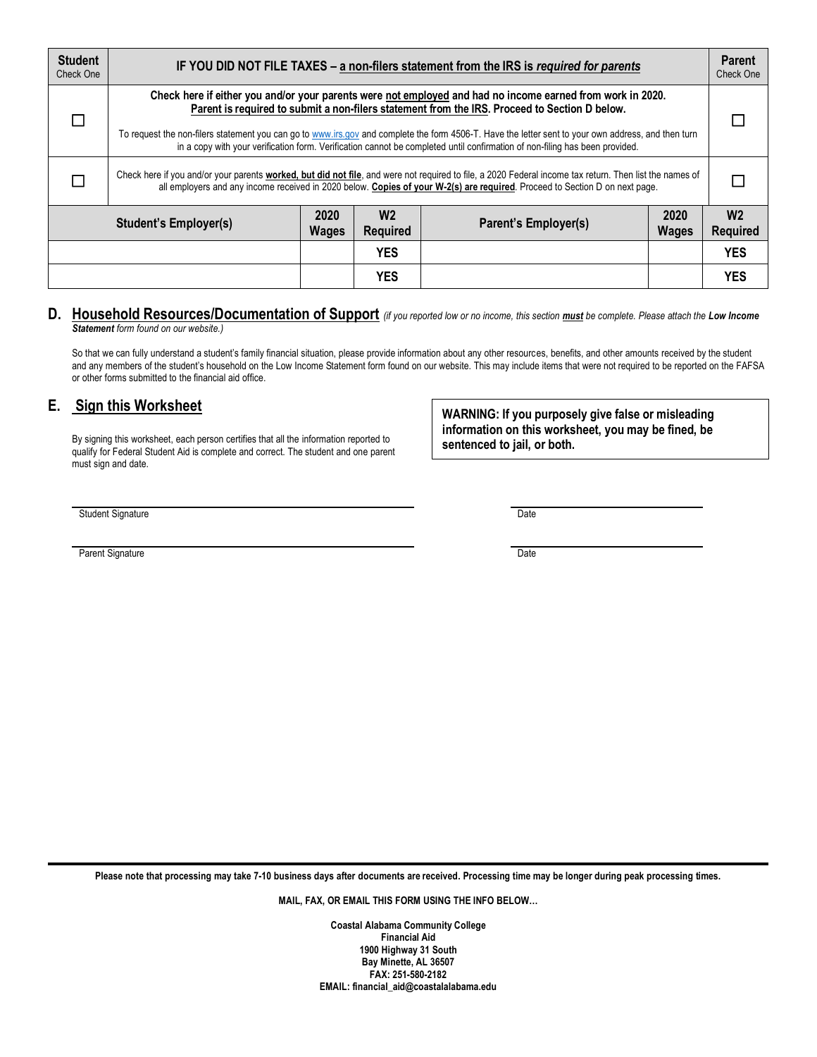| Student Check One | IF YOU DID NOT FILE TAXES – a non-filers statement from the IRS is *required for parents* | Parent Check One |
|---|---|---|
| ☐ | **Check here if either you and/or your parents were not employed and had no income earned from work in 2020. Parent is required to submit a non-filers statement from the IRS. Proceed to Section D below.** To request the non-filers statement you can go to www.irs.gov and complete the form 4506-T. Have the letter sent to your own address, and then turn in a copy with your verification form. Verification cannot be completed until confirmation of non-filing has been provided. | ☐ |
| ☐ | Check here if you and/or your parents **worked, but did not file**, and were not required to file, a 2020 Federal income tax return. Then list the names of all employers and any income received in 2020 below. **Copies of your W-2(s) are required**. Proceed to Section D on next page. | ☐ |

| Student's Employer(s) | 2020 Wages | W2 Required | Parent's Employer(s) | 2020 Wages | W2 Required |
|---|---|---|---|---|---|
| | | YES | | | YES |
| | | YES | | | YES |

## D. Household Resources/Documentation of Support

*(if you reported low or no income, this section **must** be complete. Please attach the **Low Income Statement** form found on our website.)*

So that we can fully understand a student's family financial situation, please provide information about any other resources, benefits, and other amounts received by the student and any members of the student's household on the Low Income Statement form found on our website. This may include items that were not required to be reported on the FAFSA or other forms submitted to the financial aid office.

## E. Sign this Worksheet

By signing this worksheet, each person certifies that all the information reported to qualify for Federal Student Aid is complete and correct. The student and one parent must sign and date.

**WARNING: If you purposely give false or misleading information on this worksheet, you may be fined, be sentenced to jail, or both.**

Student Signature _______________________ Date ____________

Parent Signature _______________________ Date ____________

**Please note that processing may take 7-10 business days after documents are received. Processing time may be longer during peak processing times.**

**MAIL, FAX, OR EMAIL THIS FORM USING THE INFO BELOW…**

**Coastal Alabama Community College**
**Financial Aid**
**1900 Highway 31 South**
**Bay Minette, AL 36507**
**FAX: 251-580-2182**
**EMAIL: financial_aid@coastalalabama.edu**